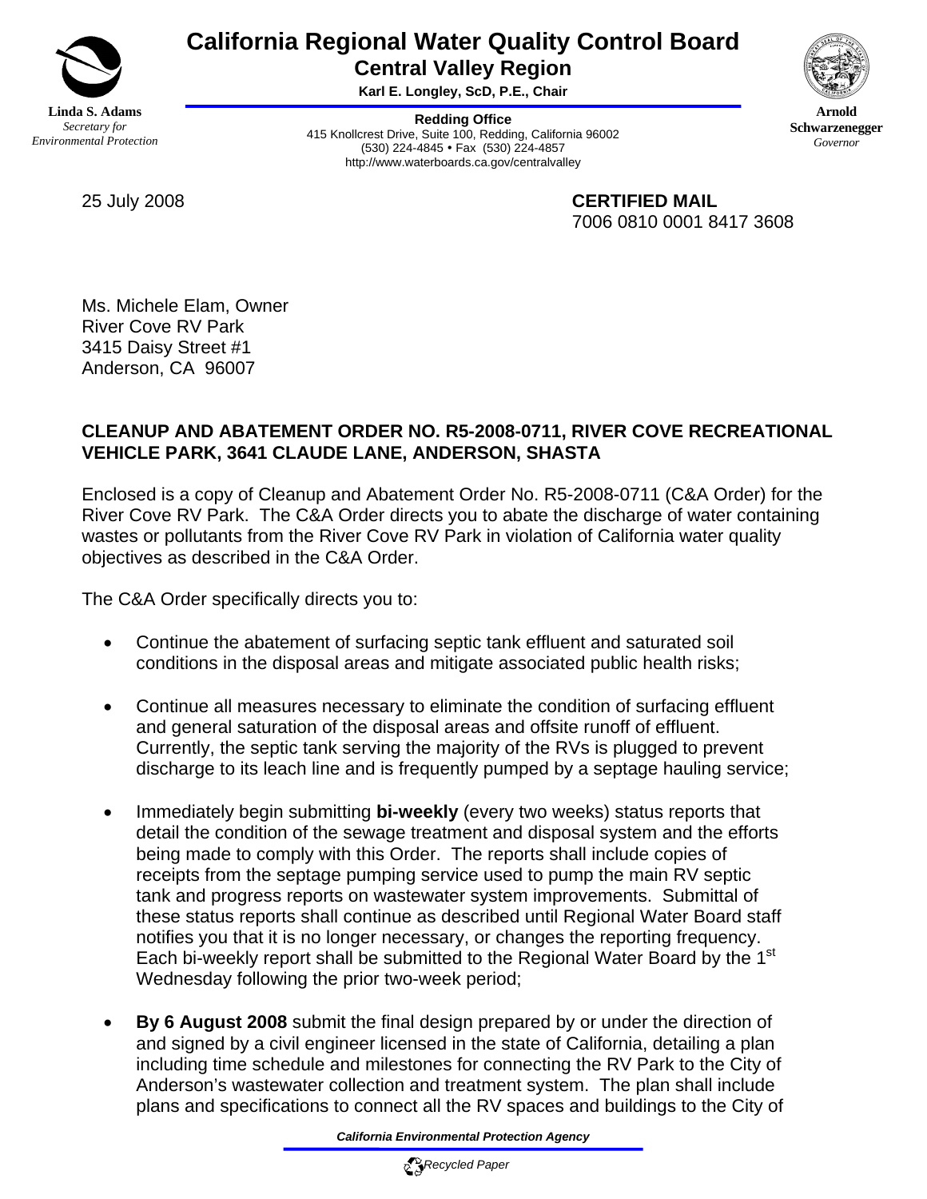**Linda S. Adams**
*Secretary for Environmental Protection*

# California Regional Water Quality Control Board

## Central Valley Region

**Karl E. Longley, ScD, P.E., Chair**

**Redding Office**
415 Knollcrest Drive, Suite 100, Redding, California 96002
(530) 224-4845 • Fax (530) 224-4857
http://www.waterboards.ca.gov/centralvalley

**Arnold Schwarzenegger**
*Governor*

25 July 2008

**CERTIFIED MAIL**
7006 0810 0001 8417 3608

Ms. Michele Elam, Owner
River Cove RV Park
3415 Daisy Street #1
Anderson, CA 96007

**CLEANUP AND ABATEMENT ORDER NO. R5-2008-0711, RIVER COVE RECREATIONAL VEHICLE PARK, 3641 CLAUDE LANE, ANDERSON, SHASTA**

Enclosed is a copy of Cleanup and Abatement Order No. R5-2008-0711 (C&A Order) for the River Cove RV Park. The C&A Order directs you to abate the discharge of water containing wastes or pollutants from the River Cove RV Park in violation of California water quality objectives as described in the C&A Order.

The C&A Order specifically directs you to:

- Continue the abatement of surfacing septic tank effluent and saturated soil conditions in the disposal areas and mitigate associated public health risks;

- Continue all measures necessary to eliminate the condition of surfacing effluent and general saturation of the disposal areas and offsite runoff of effluent. Currently, the septic tank serving the majority of the RVs is plugged to prevent discharge to its leach line and is frequently pumped by a septage hauling service;

- Immediately begin submitting **bi-weekly** (every two weeks) status reports that detail the condition of the sewage treatment and disposal system and the efforts being made to comply with this Order. The reports shall include copies of receipts from the septage pumping service used to pump the main RV septic tank and progress reports on wastewater system improvements. Submittal of these status reports shall continue as described until Regional Water Board staff notifies you that it is no longer necessary, or changes the reporting frequency. Each bi-weekly report shall be submitted to the Regional Water Board by the 1st Wednesday following the prior two-week period;

- **By 6 August 2008** submit the final design prepared by or under the direction of and signed by a civil engineer licensed in the state of California, detailing a plan including time schedule and milestones for connecting the RV Park to the City of Anderson's wastewater collection and treatment system. The plan shall include plans and specifications to connect all the RV spaces and buildings to the City of

*California Environmental Protection Agency*

*Recycled Paper*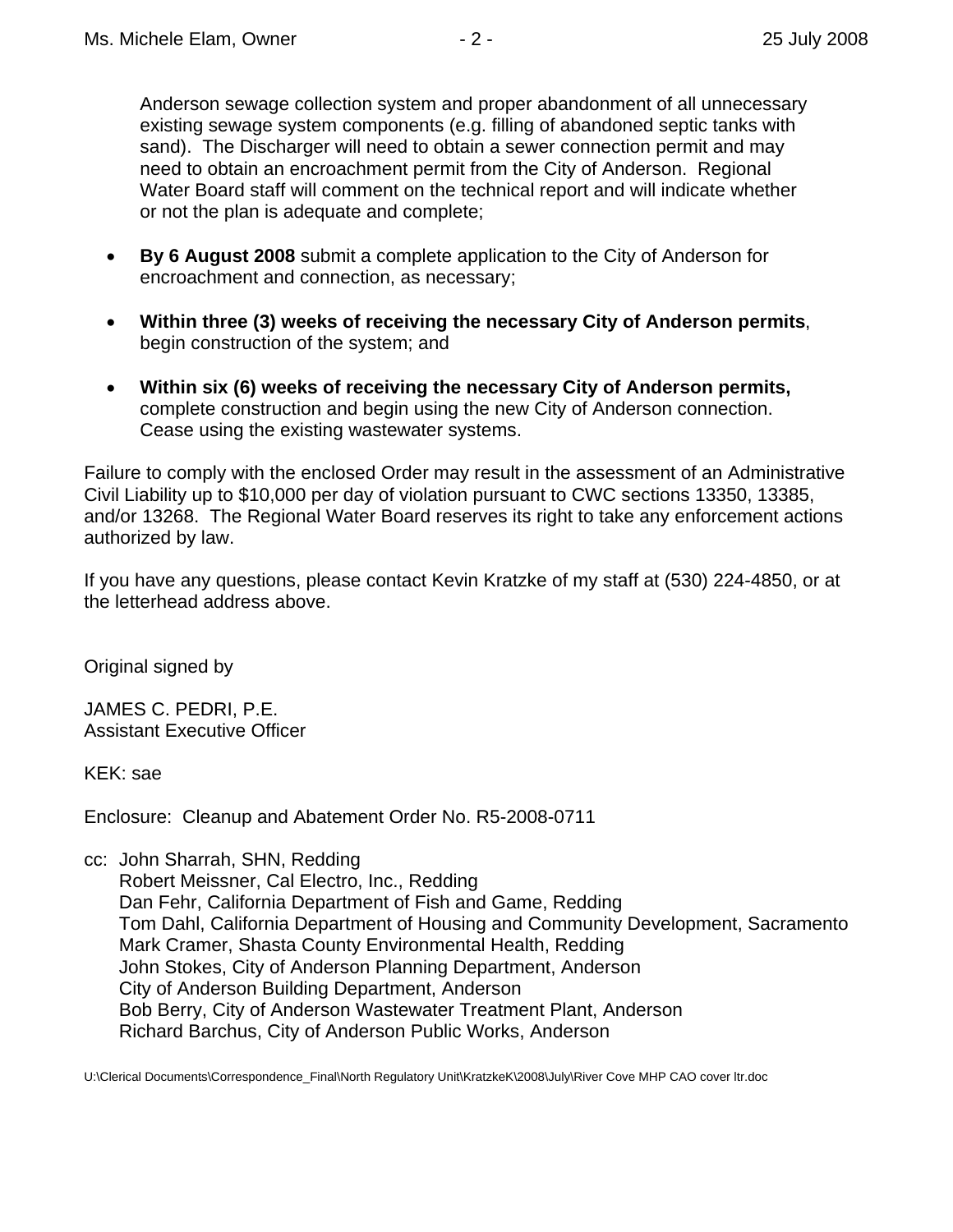Anderson sewage collection system and proper abandonment of all unnecessary existing sewage system components (e.g. filling of abandoned septic tanks with sand). The Discharger will need to obtain a sewer connection permit and may need to obtain an encroachment permit from the City of Anderson. Regional Water Board staff will comment on the technical report and will indicate whether or not the plan is adequate and complete;

- **By 6 August 2008** submit a complete application to the City of Anderson for encroachment and connection, as necessary;
- **Within three (3) weeks of receiving the necessary City of Anderson permits**, begin construction of the system; and
- **Within six (6) weeks of receiving the necessary City of Anderson permits,** complete construction and begin using the new City of Anderson connection. Cease using the existing wastewater systems.

Failure to comply with the enclosed Order may result in the assessment of an Administrative Civil Liability up to $10,000 per day of violation pursuant to CWC sections 13350, 13385, and/or 13268. The Regional Water Board reserves its right to take any enforcement actions authorized by law.

If you have any questions, please contact Kevin Kratzke of my staff at (530) 224-4850, or at the letterhead address above.

Original signed by

JAMES C. PEDRI, P.E.
Assistant Executive Officer

KEK: sae

Enclosure: Cleanup and Abatement Order No. R5-2008-0711

cc: John Sharrah, SHN, Redding
Robert Meissner, Cal Electro, Inc., Redding
Dan Fehr, California Department of Fish and Game, Redding
Tom Dahl, California Department of Housing and Community Development, Sacramento
Mark Cramer, Shasta County Environmental Health, Redding
John Stokes, City of Anderson Planning Department, Anderson
City of Anderson Building Department, Anderson
Bob Berry, City of Anderson Wastewater Treatment Plant, Anderson
Richard Barchus, City of Anderson Public Works, Anderson

U:\Clerical Documents\Correspondence_Final\North Regulatory Unit\KratzkeK\2008\July\River Cove MHP CAO cover ltr.doc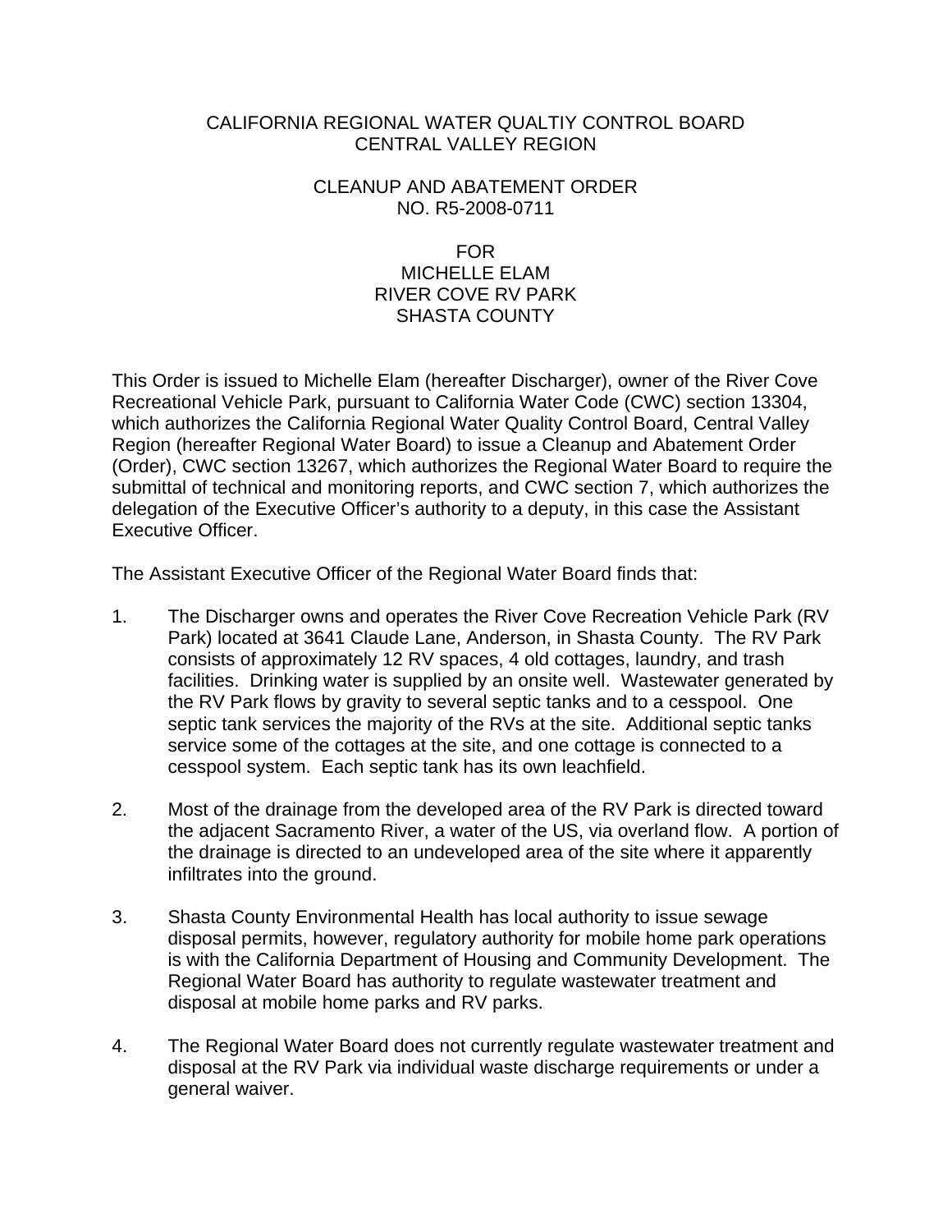CALIFORNIA REGIONAL WATER QUALTIY CONTROL BOARD
CENTRAL VALLEY REGION

CLEANUP AND ABATEMENT ORDER
NO. R5-2008-0711

FOR
MICHELLE ELAM
RIVER COVE RV PARK
SHASTA COUNTY

This Order is issued to Michelle Elam (hereafter Discharger), owner of the River Cove Recreational Vehicle Park, pursuant to California Water Code (CWC) section 13304, which authorizes the California Regional Water Quality Control Board, Central Valley Region (hereafter Regional Water Board) to issue a Cleanup and Abatement Order (Order), CWC section 13267, which authorizes the Regional Water Board to require the submittal of technical and monitoring reports, and CWC section 7, which authorizes the delegation of the Executive Officer's authority to a deputy, in this case the Assistant Executive Officer.

The Assistant Executive Officer of the Regional Water Board finds that:

1. The Discharger owns and operates the River Cove Recreation Vehicle Park (RV Park) located at 3641 Claude Lane, Anderson, in Shasta County. The RV Park consists of approximately 12 RV spaces, 4 old cottages, laundry, and trash facilities. Drinking water is supplied by an onsite well. Wastewater generated by the RV Park flows by gravity to several septic tanks and to a cesspool. One septic tank services the majority of the RVs at the site. Additional septic tanks service some of the cottages at the site, and one cottage is connected to a cesspool system. Each septic tank has its own leachfield.

2. Most of the drainage from the developed area of the RV Park is directed toward the adjacent Sacramento River, a water of the US, via overland flow. A portion of the drainage is directed to an undeveloped area of the site where it apparently infiltrates into the ground.

3. Shasta County Environmental Health has local authority to issue sewage disposal permits, however, regulatory authority for mobile home park operations is with the California Department of Housing and Community Development. The Regional Water Board has authority to regulate wastewater treatment and disposal at mobile home parks and RV parks.

4. The Regional Water Board does not currently regulate wastewater treatment and disposal at the RV Park via individual waste discharge requirements or under a general waiver.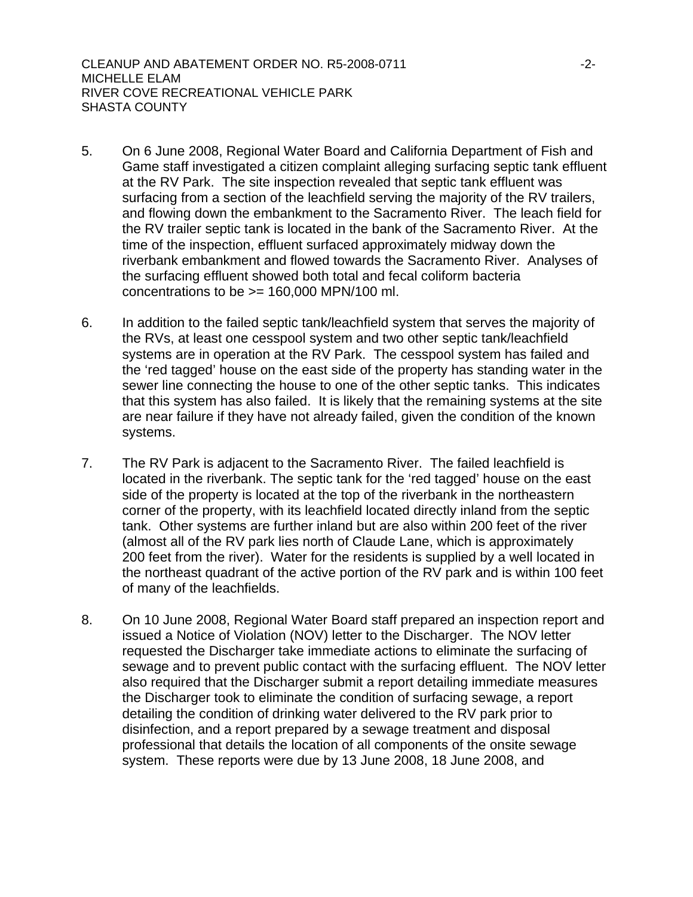5. On 6 June 2008, Regional Water Board and California Department of Fish and Game staff investigated a citizen complaint alleging surfacing septic tank effluent at the RV Park. The site inspection revealed that septic tank effluent was surfacing from a section of the leachfield serving the majority of the RV trailers, and flowing down the embankment to the Sacramento River. The leach field for the RV trailer septic tank is located in the bank of the Sacramento River. At the time of the inspection, effluent surfaced approximately midway down the riverbank embankment and flowed towards the Sacramento River. Analyses of the surfacing effluent showed both total and fecal coliform bacteria concentrations to be >= 160,000 MPN/100 ml.

6. In addition to the failed septic tank/leachfield system that serves the majority of the RVs, at least one cesspool system and two other septic tank/leachfield systems are in operation at the RV Park. The cesspool system has failed and the 'red tagged' house on the east side of the property has standing water in the sewer line connecting the house to one of the other septic tanks. This indicates that this system has also failed. It is likely that the remaining systems at the site are near failure if they have not already failed, given the condition of the known systems.

7. The RV Park is adjacent to the Sacramento River. The failed leachfield is located in the riverbank. The septic tank for the 'red tagged' house on the east side of the property is located at the top of the riverbank in the northeastern corner of the property, with its leachfield located directly inland from the septic tank. Other systems are further inland but are also within 200 feet of the river (almost all of the RV park lies north of Claude Lane, which is approximately 200 feet from the river). Water for the residents is supplied by a well located in the northeast quadrant of the active portion of the RV park and is within 100 feet of many of the leachfields.

8. On 10 June 2008, Regional Water Board staff prepared an inspection report and issued a Notice of Violation (NOV) letter to the Discharger. The NOV letter requested the Discharger take immediate actions to eliminate the surfacing of sewage and to prevent public contact with the surfacing effluent. The NOV letter also required that the Discharger submit a report detailing immediate measures the Discharger took to eliminate the condition of surfacing sewage, a report detailing the condition of drinking water delivered to the RV park prior to disinfection, and a report prepared by a sewage treatment and disposal professional that details the location of all components of the onsite sewage system. These reports were due by 13 June 2008, 18 June 2008, and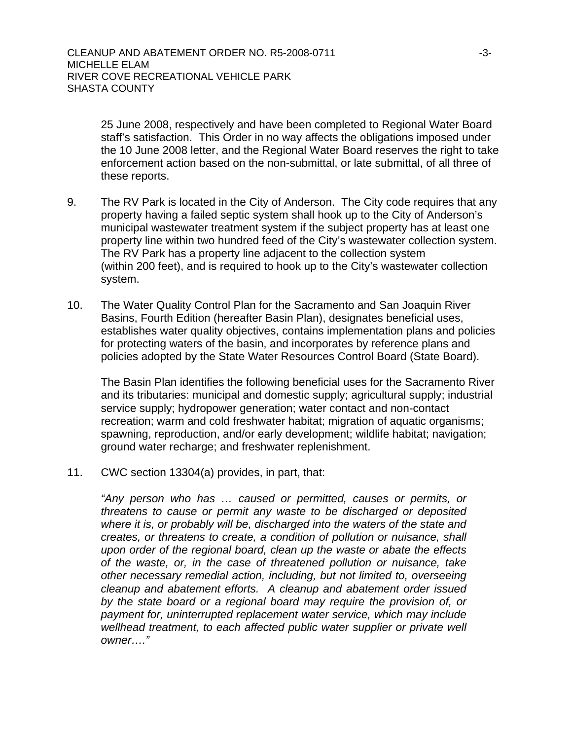25 June 2008, respectively and have been completed to Regional Water Board staff's satisfaction. This Order in no way affects the obligations imposed under the 10 June 2008 letter, and the Regional Water Board reserves the right to take enforcement action based on the non-submittal, or late submittal, of all three of these reports.

9. The RV Park is located in the City of Anderson. The City code requires that any property having a failed septic system shall hook up to the City of Anderson's municipal wastewater treatment system if the subject property has at least one property line within two hundred feed of the City's wastewater collection system. The RV Park has a property line adjacent to the collection system (within 200 feet), and is required to hook up to the City's wastewater collection system.

10. The Water Quality Control Plan for the Sacramento and San Joaquin River Basins, Fourth Edition (hereafter Basin Plan), designates beneficial uses, establishes water quality objectives, contains implementation plans and policies for protecting waters of the basin, and incorporates by reference plans and policies adopted by the State Water Resources Control Board (State Board).

    The Basin Plan identifies the following beneficial uses for the Sacramento River and its tributaries: municipal and domestic supply; agricultural supply; industrial service supply; hydropower generation; water contact and non-contact recreation; warm and cold freshwater habitat; migration of aquatic organisms; spawning, reproduction, and/or early development; wildlife habitat; navigation; ground water recharge; and freshwater replenishment.

11. CWC section 13304(a) provides, in part, that:

    *"Any person who has … caused or permitted, causes or permits, or threatens to cause or permit any waste to be discharged or deposited where it is, or probably will be, discharged into the waters of the state and creates, or threatens to create, a condition of pollution or nuisance, shall upon order of the regional board, clean up the waste or abate the effects of the waste, or, in the case of threatened pollution or nuisance, take other necessary remedial action, including, but not limited to, overseeing cleanup and abatement efforts. A cleanup and abatement order issued by the state board or a regional board may require the provision of, or payment for, uninterrupted replacement water service, which may include wellhead treatment, to each affected public water supplier or private well owner…."*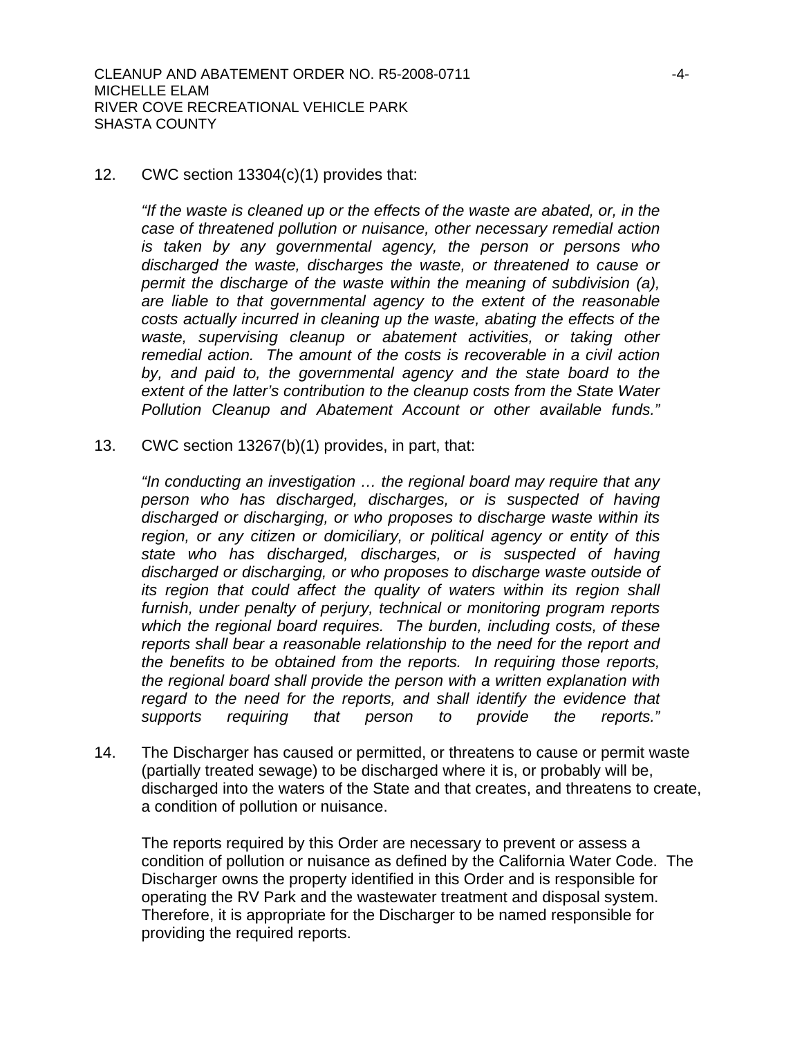12. CWC section 13304(c)(1) provides that:

    *"If the waste is cleaned up or the effects of the waste are abated, or, in the case of threatened pollution or nuisance, other necessary remedial action is taken by any governmental agency, the person or persons who discharged the waste, discharges the waste, or threatened to cause or permit the discharge of the waste within the meaning of subdivision (a), are liable to that governmental agency to the extent of the reasonable costs actually incurred in cleaning up the waste, abating the effects of the waste, supervising cleanup or abatement activities, or taking other remedial action. The amount of the costs is recoverable in a civil action by, and paid to, the governmental agency and the state board to the extent of the latter's contribution to the cleanup costs from the State Water Pollution Cleanup and Abatement Account or other available funds."*

13. CWC section 13267(b)(1) provides, in part, that:

    *"In conducting an investigation … the regional board may require that any person who has discharged, discharges, or is suspected of having discharged or discharging, or who proposes to discharge waste within its region, or any citizen or domiciliary, or political agency or entity of this state who has discharged, discharges, or is suspected of having discharged or discharging, or who proposes to discharge waste outside of its region that could affect the quality of waters within its region shall furnish, under penalty of perjury, technical or monitoring program reports which the regional board requires. The burden, including costs, of these reports shall bear a reasonable relationship to the need for the report and the benefits to be obtained from the reports. In requiring those reports, the regional board shall provide the person with a written explanation with regard to the need for the reports, and shall identify the evidence that supports requiring that person to provide the reports."*

14. The Discharger has caused or permitted, or threatens to cause or permit waste (partially treated sewage) to be discharged where it is, or probably will be, discharged into the waters of the State and that creates, and threatens to create, a condition of pollution or nuisance.

    The reports required by this Order are necessary to prevent or assess a condition of pollution or nuisance as defined by the California Water Code. The Discharger owns the property identified in this Order and is responsible for operating the RV Park and the wastewater treatment and disposal system. Therefore, it is appropriate for the Discharger to be named responsible for providing the required reports.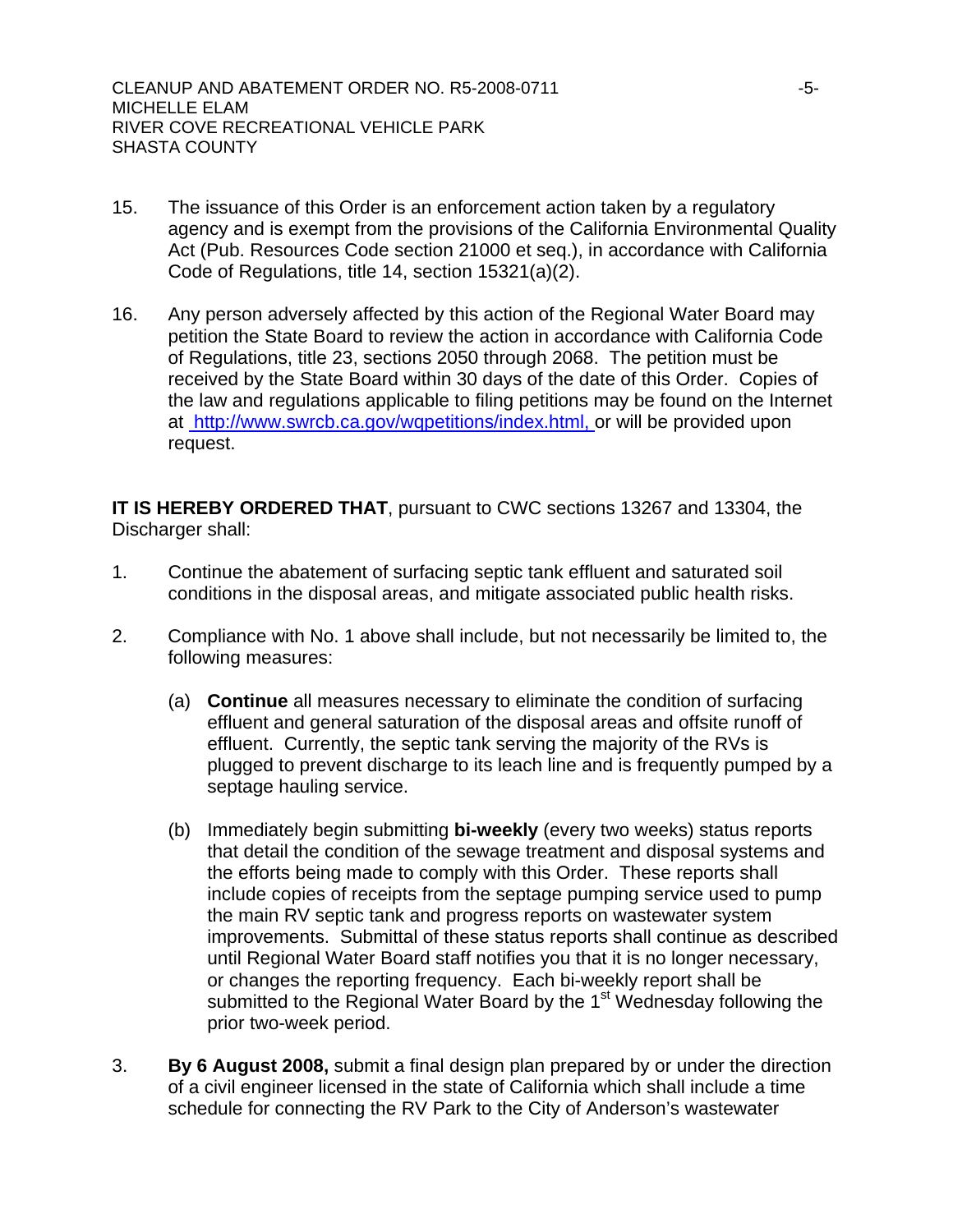15. The issuance of this Order is an enforcement action taken by a regulatory agency and is exempt from the provisions of the California Environmental Quality Act (Pub. Resources Code section 21000 et seq.), in accordance with California Code of Regulations, title 14, section 15321(a)(2).

16. Any person adversely affected by this action of the Regional Water Board may petition the State Board to review the action in accordance with California Code of Regulations, title 23, sections 2050 through 2068. The petition must be received by the State Board within 30 days of the date of this Order. Copies of the law and regulations applicable to filing petitions may be found on the Internet at http://www.swrcb.ca.gov/wqpetitions/index.html, or will be provided upon request.

**IT IS HEREBY ORDERED THAT**, pursuant to CWC sections 13267 and 13304, the Discharger shall:

1. Continue the abatement of surfacing septic tank effluent and saturated soil conditions in the disposal areas, and mitigate associated public health risks.

2. Compliance with No. 1 above shall include, but not necessarily be limited to, the following measures:

   (a) **Continue** all measures necessary to eliminate the condition of surfacing effluent and general saturation of the disposal areas and offsite runoff of effluent. Currently, the septic tank serving the majority of the RVs is plugged to prevent discharge to its leach line and is frequently pumped by a septage hauling service.

   (b) Immediately begin submitting **bi-weekly** (every two weeks) status reports that detail the condition of the sewage treatment and disposal systems and the efforts being made to comply with this Order. These reports shall include copies of receipts from the septage pumping service used to pump the main RV septic tank and progress reports on wastewater system improvements. Submittal of these status reports shall continue as described until Regional Water Board staff notifies you that it is no longer necessary, or changes the reporting frequency. Each bi-weekly report shall be submitted to the Regional Water Board by the 1st Wednesday following the prior two-week period.

3. **By 6 August 2008,** submit a final design plan prepared by or under the direction of a civil engineer licensed in the state of California which shall include a time schedule for connecting the RV Park to the City of Anderson's wastewater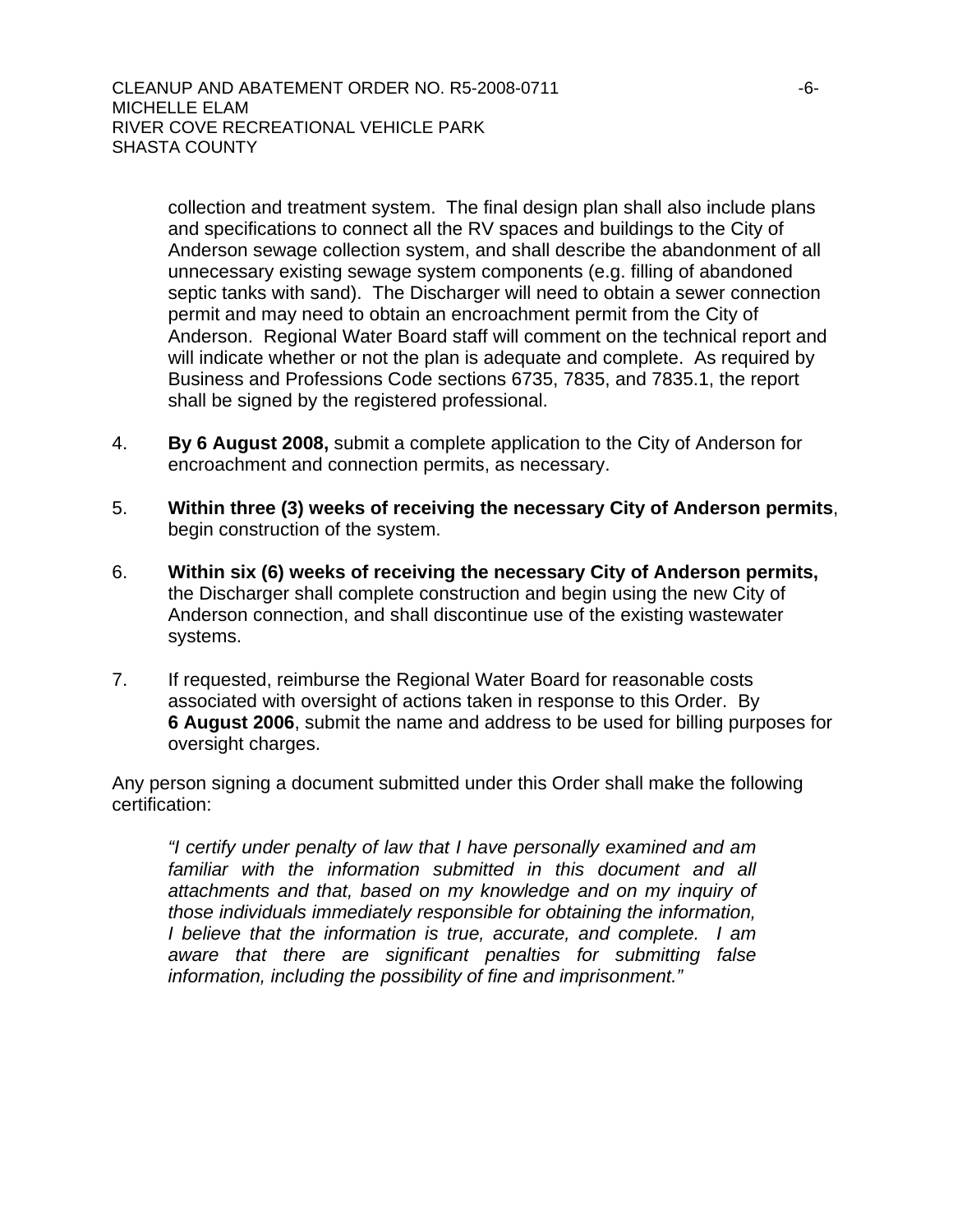collection and treatment system. The final design plan shall also include plans and specifications to connect all the RV spaces and buildings to the City of Anderson sewage collection system, and shall describe the abandonment of all unnecessary existing sewage system components (e.g. filling of abandoned septic tanks with sand). The Discharger will need to obtain a sewer connection permit and may need to obtain an encroachment permit from the City of Anderson. Regional Water Board staff will comment on the technical report and will indicate whether or not the plan is adequate and complete. As required by Business and Professions Code sections 6735, 7835, and 7835.1, the report shall be signed by the registered professional.

4. **By 6 August 2008,** submit a complete application to the City of Anderson for encroachment and connection permits, as necessary.

5. **Within three (3) weeks of receiving the necessary City of Anderson permits**, begin construction of the system.

6. **Within six (6) weeks of receiving the necessary City of Anderson permits,** the Discharger shall complete construction and begin using the new City of Anderson connection, and shall discontinue use of the existing wastewater systems.

7. If requested, reimburse the Regional Water Board for reasonable costs associated with oversight of actions taken in response to this Order. By **6 August 2006**, submit the name and address to be used for billing purposes for oversight charges.

Any person signing a document submitted under this Order shall make the following certification:

> *"I certify under penalty of law that I have personally examined and am familiar with the information submitted in this document and all attachments and that, based on my knowledge and on my inquiry of those individuals immediately responsible for obtaining the information, I believe that the information is true, accurate, and complete. I am aware that there are significant penalties for submitting false information, including the possibility of fine and imprisonment."*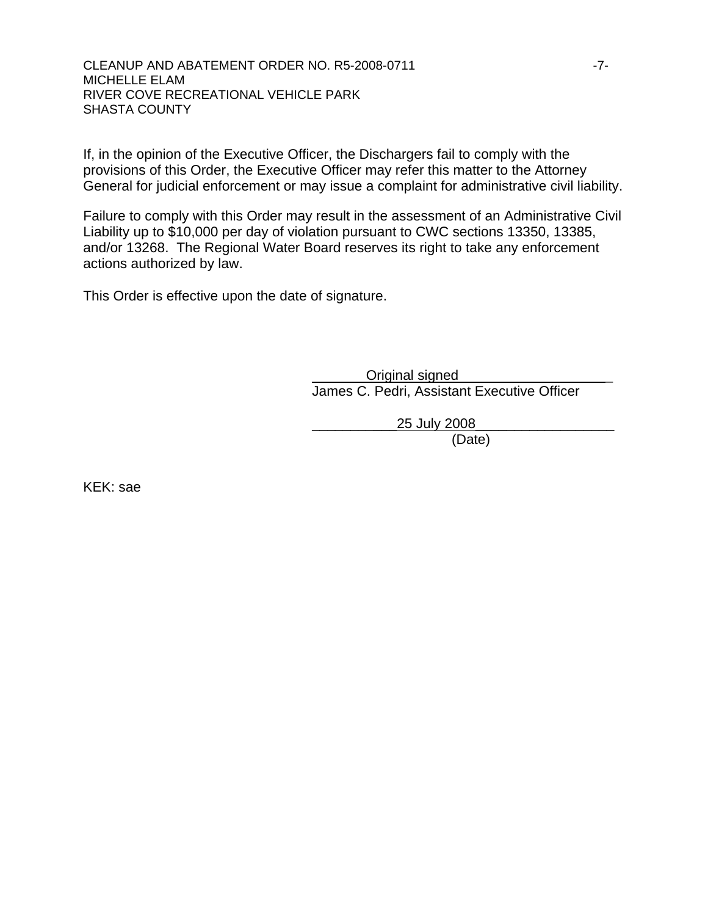If, in the opinion of the Executive Officer, the Dischargers fail to comply with the provisions of this Order, the Executive Officer may refer this matter to the Attorney General for judicial enforcement or may issue a complaint for administrative civil liability.

Failure to comply with this Order may result in the assessment of an Administrative Civil Liability up to $10,000 per day of violation pursuant to CWC sections 13350, 13385, and/or 13268. The Regional Water Board reserves its right to take any enforcement actions authorized by law.

This Order is effective upon the date of signature.

Original signed
James C. Pedri, Assistant Executive Officer

25 July 2008
(Date)

KEK: sae